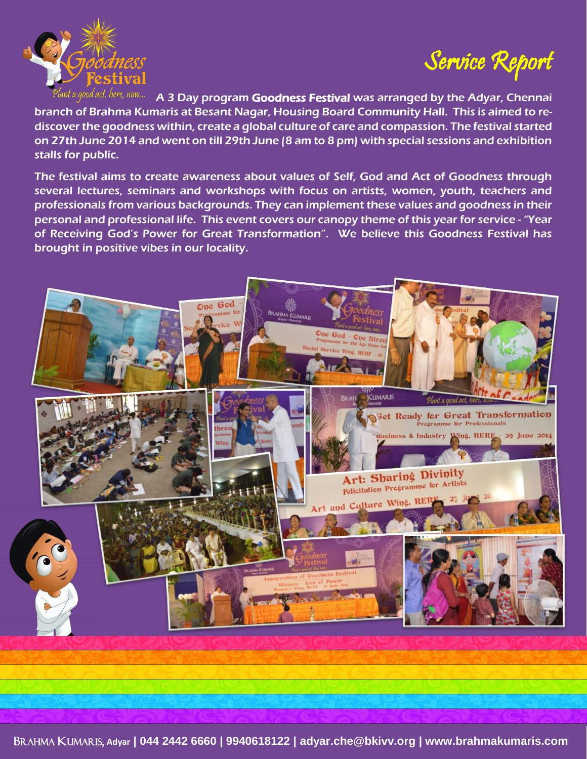# Service Report

Goodness Festival
Plant a good act, here, now...

A 3 Day program **Goodness Festival** was arranged by the Adyar, Chennai branch of Brahma Kumaris at Besant Nagar, Housing Board Community Hall. This is aimed to re-discover the goodness within, create a global culture of care and compassion. The festival started on 27th June 2014 and went on till 29th June (8 am to 8 pm) with special sessions and exhibition stalls for public.

The festival aims to create awareness about values of Self, God and Act of Goodness through several lectures, seminars and workshops with focus on artists, women, youth, teachers and professionals from various backgrounds. They can implement these values and goodness in their personal and professional life. This event covers our canopy theme of this year for service - "Year of Receiving God's Power for Great Transformation". We believe this Goodness Festival has brought in positive vibes in our locality.

Brahma Kumaris, Adyar | 044 2442 6660 | 9940618122 | adyar.che@bkivv.org | www.brahmakumaris.com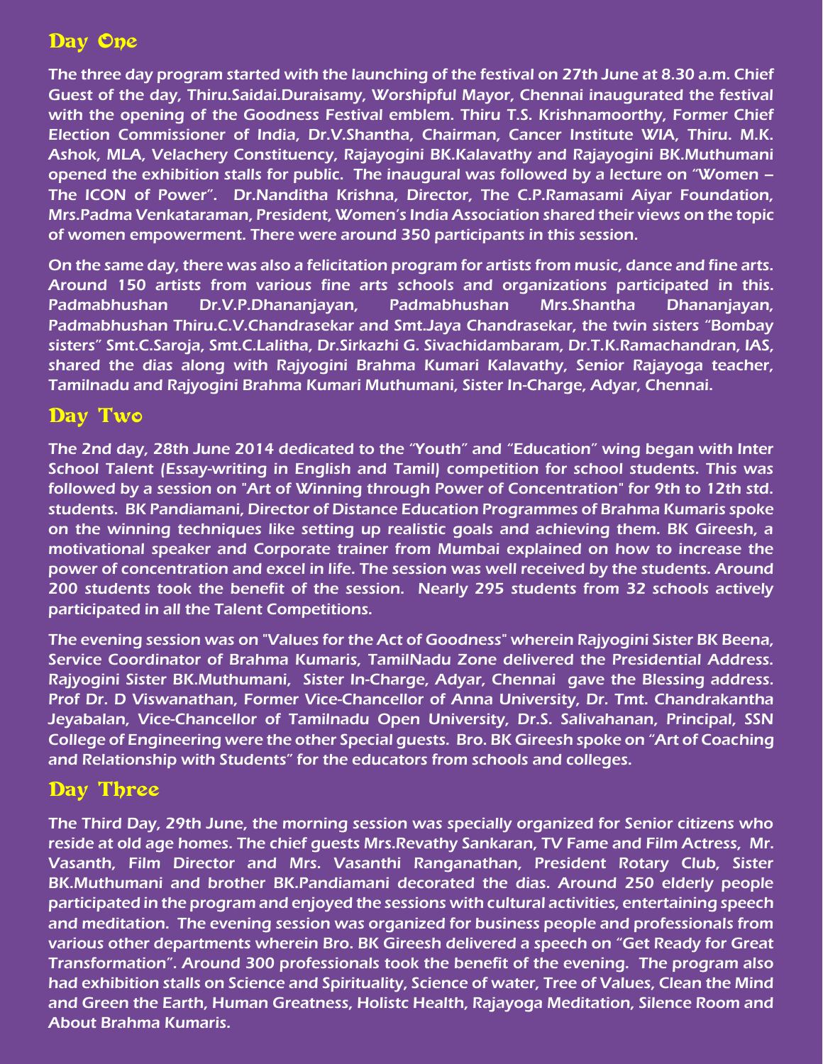## Day One

The three day program started with the launching of the festival on 27th June at 8.30 a.m. Chief Guest of the day, Thiru.Saidai.Duraisamy, Worshipful Mayor, Chennai inaugurated the festival with the opening of the Goodness Festival emblem. Thiru T.S. Krishnamoorthy, Former Chief Election Commissioner of India, Dr.V.Shantha, Chairman, Cancer Institute WIA, Thiru. M.K. Ashok, MLA, Velachery Constituency, Rajayogini BK.Kalavathy and Rajayogini BK.Muthumani opened the exhibition stalls for public. The inaugural was followed by a lecture on "Women – The ICON of Power". Dr.Nanditha Krishna, Director, The C.P.Ramasami Aiyar Foundation, Mrs.Padma Venkataraman, President, Women's India Association shared their views on the topic of women empowerment. There were around 350 participants in this session.

On the same day, there was also a felicitation program for artists from music, dance and fine arts. Around 150 artists from various fine arts schools and organizations participated in this. Padmabhushan Dr.V.P.Dhananjayan, Padmabhushan Mrs.Shantha Dhananjayan, Padmabhushan Thiru.C.V.Chandrasekar and Smt.Jaya Chandrasekar, the twin sisters "Bombay sisters" Smt.C.Saroja, Smt.C.Lalitha, Dr.Sirkazhi G. Sivachidambaram, Dr.T.K.Ramachandran, IAS, shared the dias along with Rajyogini Brahma Kumari Kalavathy, Senior Rajayoga teacher, Tamilnadu and Rajyogini Brahma Kumari Muthumani, Sister In-Charge, Adyar, Chennai.

## Day Two

The 2nd day, 28th June 2014 dedicated to the "Youth" and "Education" wing began with Inter School Talent (Essay-writing in English and Tamil) competition for school students. This was followed by a session on "Art of Winning through Power of Concentration" for 9th to 12th std. students. BK Pandiamani, Director of Distance Education Programmes of Brahma Kumaris spoke on the winning techniques like setting up realistic goals and achieving them. BK Gireesh, a motivational speaker and Corporate trainer from Mumbai explained on how to increase the power of concentration and excel in life. The session was well received by the students. Around 200 students took the benefit of the session. Nearly 295 students from 32 schools actively participated in all the Talent Competitions.

The evening session was on "Values for the Act of Goodness" wherein Rajyogini Sister BK Beena, Service Coordinator of Brahma Kumaris, TamilNadu Zone delivered the Presidential Address. Rajyogini Sister BK.Muthumani, Sister In-Charge, Adyar, Chennai gave the Blessing address. Prof Dr. D Viswanathan, Former Vice-Chancellor of Anna University, Dr. Tmt. Chandrakantha Jeyabalan, Vice-Chancellor of Tamilnadu Open University, Dr.S. Salivahanan, Principal, SSN College of Engineering were the other Special guests. Bro. BK Gireesh spoke on "Art of Coaching and Relationship with Students" for the educators from schools and colleges.

## Day Three

The Third Day, 29th June, the morning session was specially organized for Senior citizens who reside at old age homes. The chief guests Mrs.Revathy Sankaran, TV Fame and Film Actress, Mr. Vasanth, Film Director and Mrs. Vasanthi Ranganathan, President Rotary Club, Sister BK.Muthumani and brother BK.Pandiamani decorated the dias. Around 250 elderly people participated in the program and enjoyed the sessions with cultural activities, entertaining speech and meditation. The evening session was organized for business people and professionals from various other departments wherein Bro. BK Gireesh delivered a speech on "Get Ready for Great Transformation". Around 300 professionals took the benefit of the evening. The program also had exhibition stalls on Science and Spirituality, Science of water, Tree of Values, Clean the Mind and Green the Earth, Human Greatness, Holistc Health, Rajayoga Meditation, Silence Room and About Brahma Kumaris.